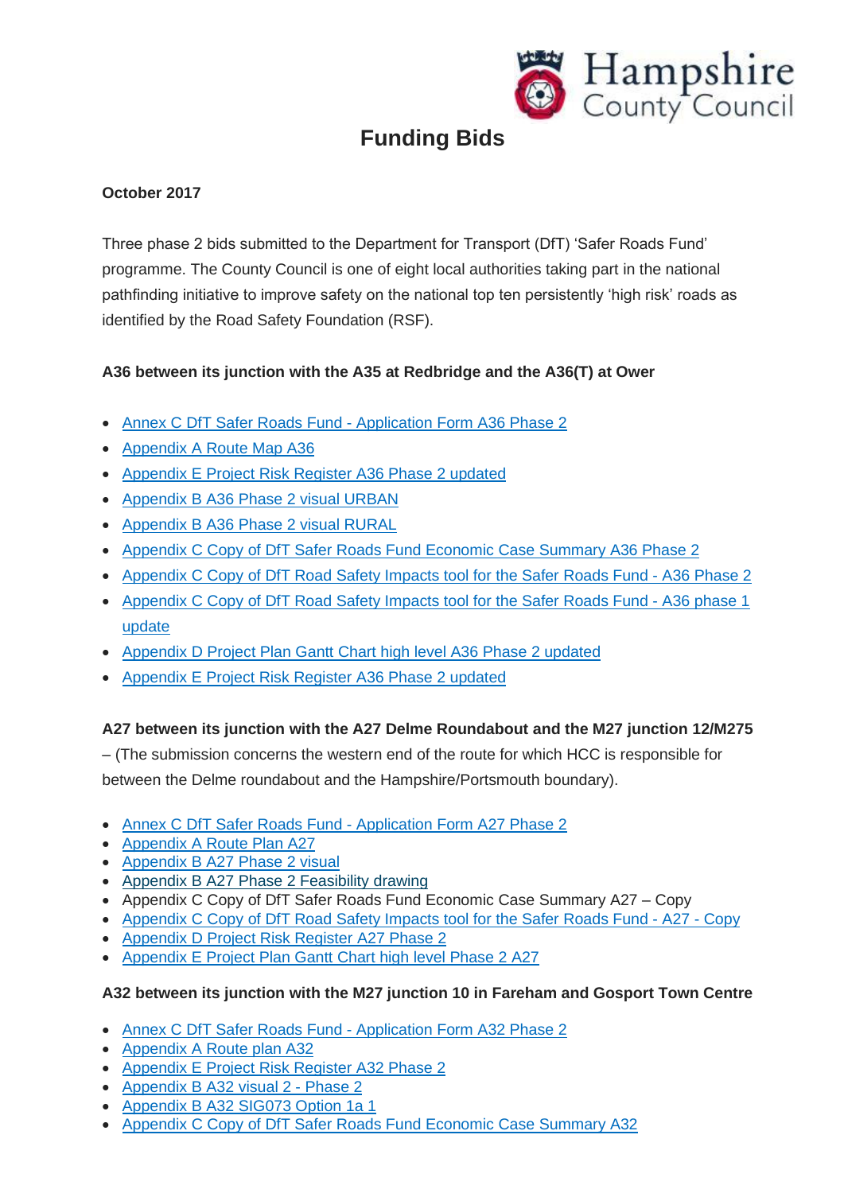# Funding Bids

**October 2017**

Three phase 2 bids submitted to the Department for Transport (DfT) 'Safer Roads Fund' programme. The County Council is one of eight local authorities taking part in the national pathfinding initiative to improve safety on the national top ten persistently 'high risk' roads as identified by the Road Safety Foundation (RSF).

**A36 between its junction with the A35 at Redbridge and the A36(T) at Ower**

- Annex C DfT Safer Roads Fund - Application Form A36 Phase 2
- Appendix A Route Map A36
- Appendix E Project Risk Register A36 Phase 2 updated
- Appendix B A36 Phase 2 visual URBAN
- Appendix B A36 Phase 2 visual RURAL
- Appendix C Copy of DfT Safer Roads Fund Economic Case Summary A36 Phase 2
- Appendix C Copy of DfT Road Safety Impacts tool for the Safer Roads Fund - A36 Phase 2
- Appendix C Copy of DfT Road Safety Impacts tool for the Safer Roads Fund - A36 phase 1 update
- Appendix D Project Plan Gantt Chart high level A36 Phase 2 updated
- Appendix E Project Risk Register A36 Phase 2 updated

**A27 between its junction with the A27 Delme Roundabout and the M27 junction 12/M275** – (The submission concerns the western end of the route for which HCC is responsible for between the Delme roundabout and the Hampshire/Portsmouth boundary).

- Annex C DfT Safer Roads Fund - Application Form A27 Phase 2
- Appendix A Route Plan A27
- Appendix B A27 Phase 2 visual
- Appendix B A27 Phase 2 Feasibility drawing
- Appendix C Copy of DfT Safer Roads Fund Economic Case Summary A27 – Copy
- Appendix C Copy of DfT Road Safety Impacts tool for the Safer Roads Fund - A27 - Copy
- Appendix D Project Risk Register A27 Phase 2
- Appendix E Project Plan Gantt Chart high level Phase 2 A27

**A32 between its junction with the M27 junction 10 in Fareham and Gosport Town Centre**

- Annex C DfT Safer Roads Fund - Application Form A32 Phase 2
- Appendix A Route plan A32
- Appendix E Project Risk Register A32 Phase 2
- Appendix B A32 visual 2 - Phase 2
- Appendix B A32 SIG073 Option 1a 1
- Appendix C Copy of DfT Safer Roads Fund Economic Case Summary A32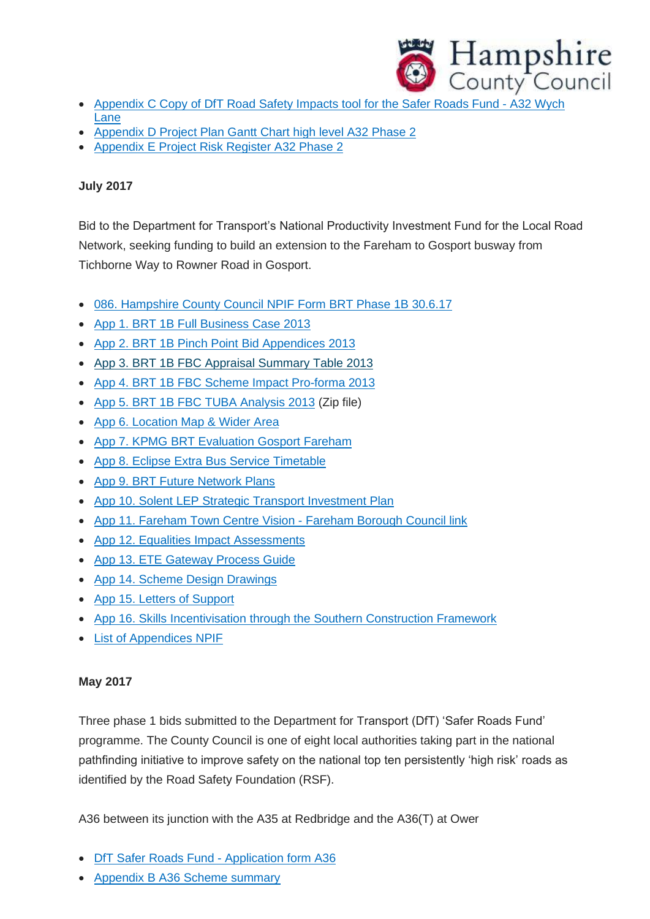- Appendix C Copy of DfT Road Safety Impacts tool for the Safer Roads Fund - A32 Wych Lane
- Appendix D Project Plan Gantt Chart high level A32 Phase 2
- Appendix E Project Risk Register A32 Phase 2

**July 2017**

Bid to the Department for Transport's National Productivity Investment Fund for the Local Road Network, seeking funding to build an extension to the Fareham to Gosport busway from Tichborne Way to Rowner Road in Gosport.

- 086. Hampshire County Council NPIF Form BRT Phase 1B 30.6.17
- App 1. BRT 1B Full Business Case 2013
- App 2. BRT 1B Pinch Point Bid Appendices 2013
- App 3. BRT 1B FBC Appraisal Summary Table 2013
- App 4. BRT 1B FBC Scheme Impact Pro-forma 2013
- App 5. BRT 1B FBC TUBA Analysis 2013 (Zip file)
- App 6. Location Map & Wider Area
- App 7. KPMG BRT Evaluation Gosport Fareham
- App 8. Eclipse Extra Bus Service Timetable
- App 9. BRT Future Network Plans
- App 10. Solent LEP Strategic Transport Investment Plan
- App 11. Fareham Town Centre Vision - Fareham Borough Council link
- App 12. Equalities Impact Assessments
- App 13. ETE Gateway Process Guide
- App 14. Scheme Design Drawings
- App 15. Letters of Support
- App 16. Skills Incentivisation through the Southern Construction Framework
- List of Appendices NPIF

**May 2017**

Three phase 1 bids submitted to the Department for Transport (DfT) 'Safer Roads Fund' programme. The County Council is one of eight local authorities taking part in the national pathfinding initiative to improve safety on the national top ten persistently 'high risk' roads as identified by the Road Safety Foundation (RSF).

A36 between its junction with the A35 at Redbridge and the A36(T) at Ower

- DfT Safer Roads Fund - Application form A36
- Appendix B A36 Scheme summary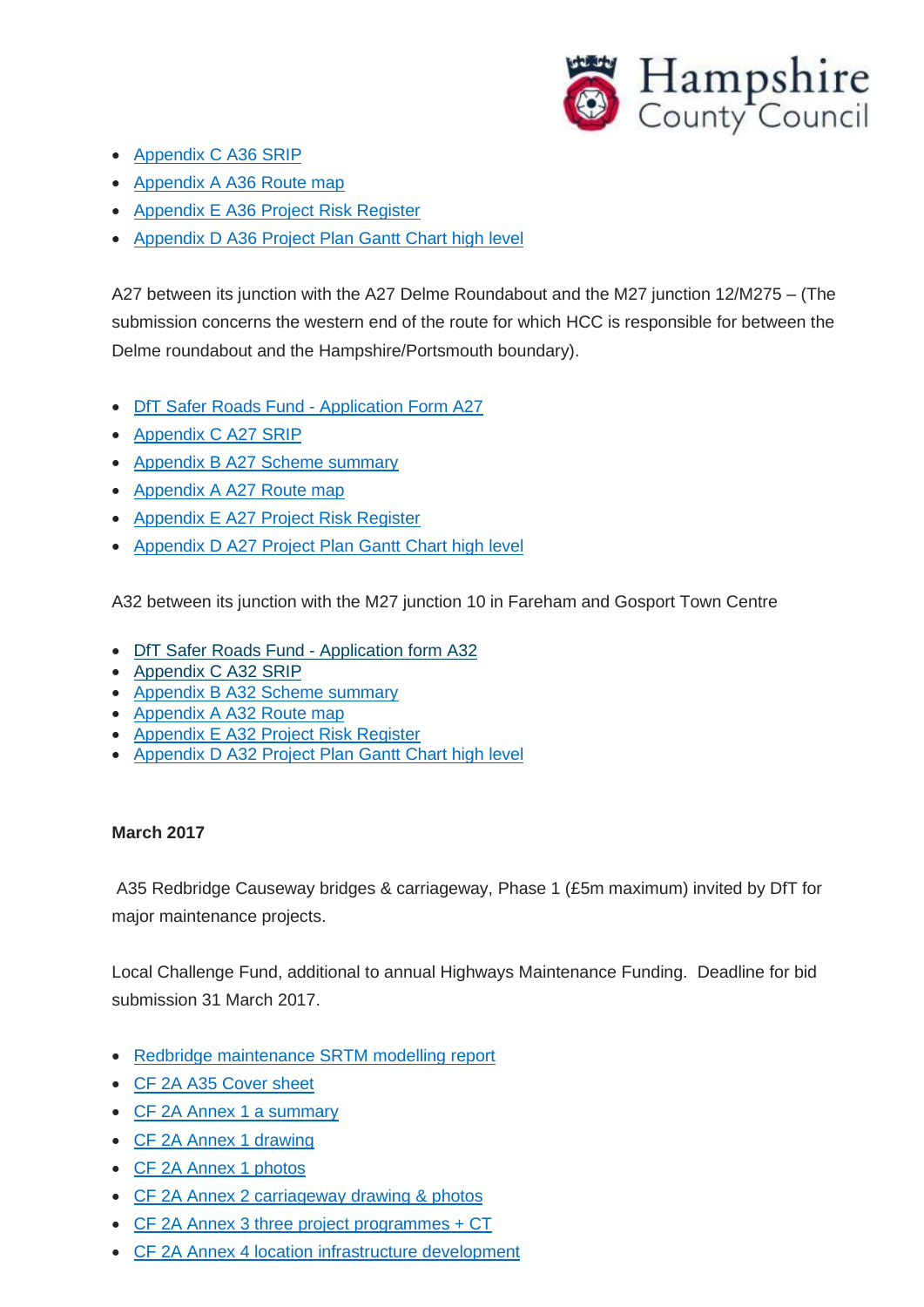- Appendix C A36 SRIP
- Appendix A A36 Route map
- Appendix E A36 Project Risk Register
- Appendix D A36 Project Plan Gantt Chart high level

A27 between its junction with the A27 Delme Roundabout and the M27 junction 12/M275 – (The submission concerns the western end of the route for which HCC is responsible for between the Delme roundabout and the Hampshire/Portsmouth boundary).

- DfT Safer Roads Fund - Application Form A27
- Appendix C A27 SRIP
- Appendix B A27 Scheme summary
- Appendix A A27 Route map
- Appendix E A27 Project Risk Register
- Appendix D A27 Project Plan Gantt Chart high level

A32 between its junction with the M27 junction 10 in Fareham and Gosport Town Centre

- DfT Safer Roads Fund - Application form A32
- Appendix C A32 SRIP
- Appendix B A32 Scheme summary
- Appendix A A32 Route map
- Appendix E A32 Project Risk Register
- Appendix D A32 Project Plan Gantt Chart high level

**March 2017**

A35 Redbridge Causeway bridges & carriageway, Phase 1 (£5m maximum) invited by DfT for major maintenance projects.

Local Challenge Fund, additional to annual Highways Maintenance Funding. Deadline for bid submission 31 March 2017.

- Redbridge maintenance SRTM modelling report
- CF 2A A35 Cover sheet
- CF 2A Annex 1 a summary
- CF 2A Annex 1 drawing
- CF 2A Annex 1 photos
- CF 2A Annex 2 carriageway drawing & photos
- CF 2A Annex 3 three project programmes + CT
- CF 2A Annex 4 location infrastructure development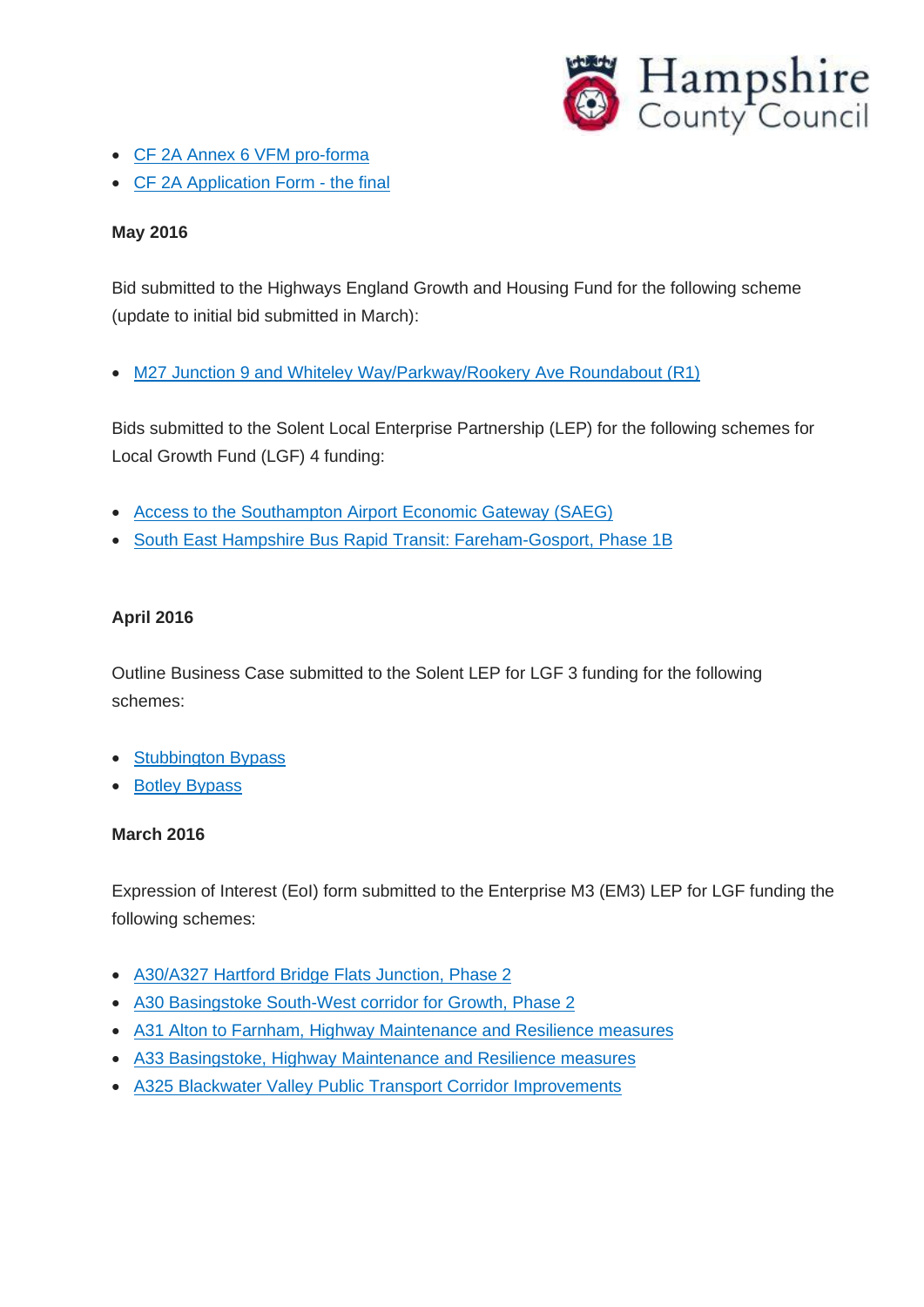- CF 2A Annex 6 VFM pro-forma
- CF 2A Application Form - the final

**May 2016**

Bid submitted to the Highways England Growth and Housing Fund for the following scheme (update to initial bid submitted in March):

- M27 Junction 9 and Whiteley Way/Parkway/Rookery Ave Roundabout (R1)

Bids submitted to the Solent Local Enterprise Partnership (LEP) for the following schemes for Local Growth Fund (LGF) 4 funding:

- Access to the Southampton Airport Economic Gateway (SAEG)
- South East Hampshire Bus Rapid Transit: Fareham-Gosport, Phase 1B

**April 2016**

Outline Business Case submitted to the Solent LEP for LGF 3 funding for the following schemes:

- Stubbington Bypass
- Botley Bypass

**March 2016**

Expression of Interest (EoI) form submitted to the Enterprise M3 (EM3) LEP for LGF funding the following schemes:

- A30/A327 Hartford Bridge Flats Junction, Phase 2
- A30 Basingstoke South-West corridor for Growth, Phase 2
- A31 Alton to Farnham, Highway Maintenance and Resilience measures
- A33 Basingstoke, Highway Maintenance and Resilience measures
- A325 Blackwater Valley Public Transport Corridor Improvements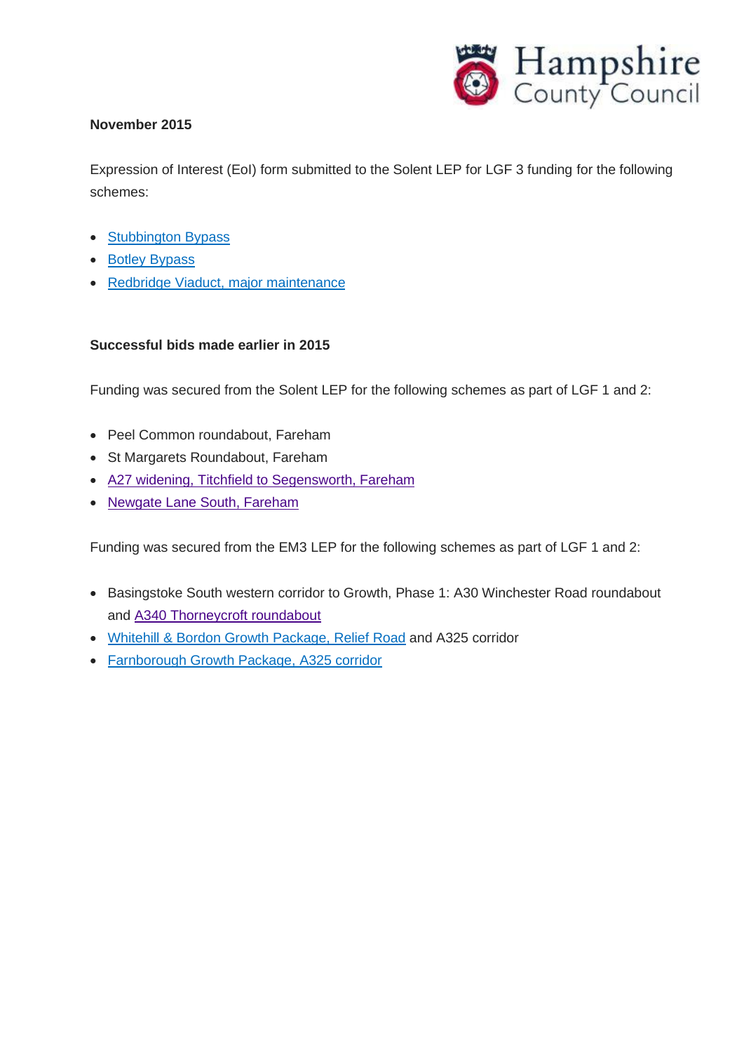**November 2015**

Expression of Interest (EoI) form submitted to the Solent LEP for LGF 3 funding for the following schemes:

- Stubbington Bypass
- Botley Bypass
- Redbridge Viaduct, major maintenance

**Successful bids made earlier in 2015**

Funding was secured from the Solent LEP for the following schemes as part of LGF 1 and 2:

- Peel Common roundabout, Fareham
- St Margarets Roundabout, Fareham
- A27 widening, Titchfield to Segensworth, Fareham
- Newgate Lane South, Fareham

Funding was secured from the EM3 LEP for the following schemes as part of LGF 1 and 2:

- Basingstoke South western corridor to Growth, Phase 1: A30 Winchester Road roundabout and A340 Thorneycroft roundabout
- Whitehill & Bordon Growth Package, Relief Road and A325 corridor
- Farnborough Growth Package, A325 corridor